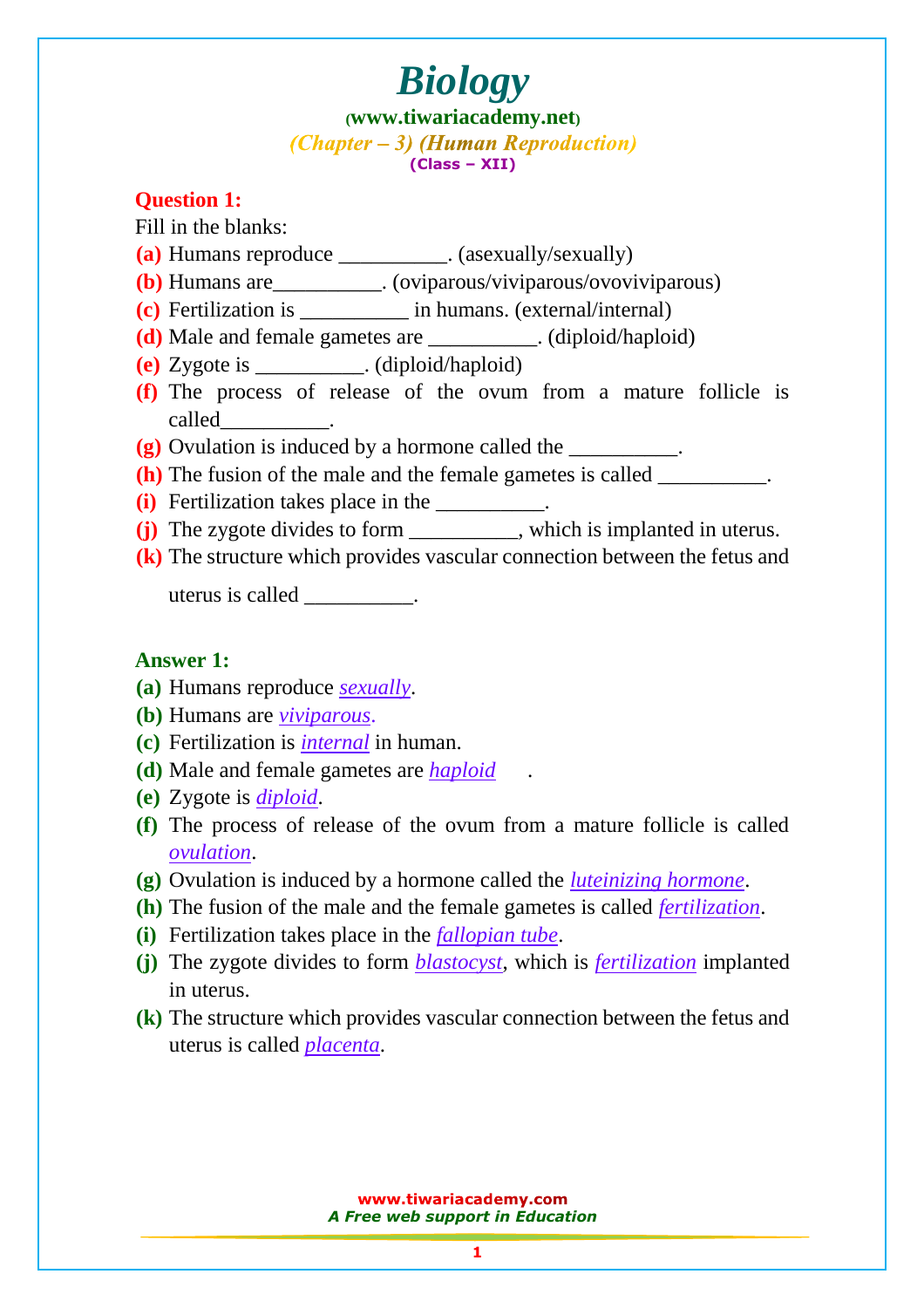# Biology

**(www.tiwariacademy.net)**

***(Chapter – 3) (Human Reproduction)***

**(Class – XII)**

### Question 1:

Fill in the blanks:

**(a)** Humans reproduce __________. (asexually/sexually)

**(b)** Humans are__________. (oviparous/viviparous/ovoviviparous)

**(c)** Fertilization is __________ in humans. (external/internal)

**(d)** Male and female gametes are __________. (diploid/haploid)

**(e)** Zygote is __________. (diploid/haploid)

**(f)** The process of release of the ovum from a mature follicle is called__________.

**(g)** Ovulation is induced by a hormone called the __________.

**(h)** The fusion of the male and the female gametes is called __________.

**(i)** Fertilization takes place in the __________.

**(j)** The zygote divides to form __________, which is implanted in uterus.

**(k)** The structure which provides vascular connection between the fetus and uterus is called __________.

### Answer 1:

**(a)** Humans reproduce *sexually*.

**(b)** Humans are *viviparous*.

**(c)** Fertilization is *internal* in human.

**(d)** Male and female gametes are *haploid* .

**(e)** Zygote is *diploid*.

**(f)** The process of release of the ovum from a mature follicle is called *ovulation*.

**(g)** Ovulation is induced by a hormone called the *luteinizing hormone*.

**(h)** The fusion of the male and the female gametes is called *fertilization*.

**(i)** Fertilization takes place in the *fallopian tube*.

**(j)** The zygote divides to form *blastocyst*, which is *fertilization* implanted in uterus.

**(k)** The structure which provides vascular connection between the fetus and uterus is called *placenta*.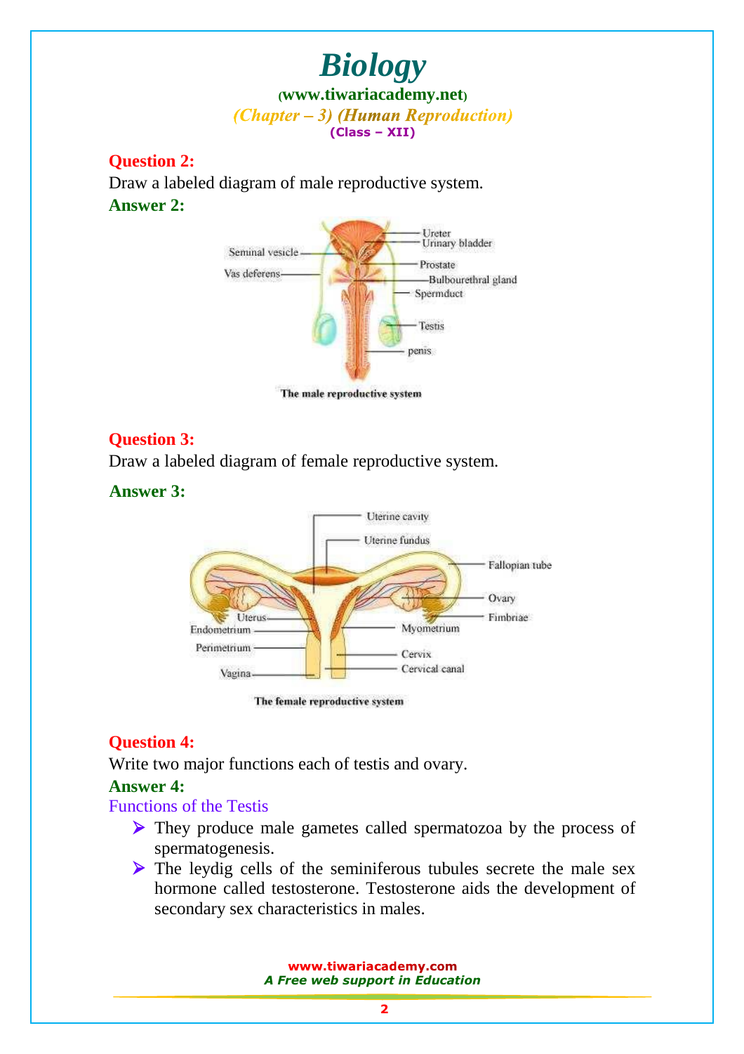**Question 2:**

Draw a labeled diagram of male reproductive system.

**Answer 2:**

Ureter
Urinary bladder
Seminal vesicle
Vas deferens
Prostate
Bulbourethral gland
Spermduct
Testis
penis

**The male reproductive system**

**Question 3:**

Draw a labeled diagram of female reproductive system.

**Answer 3:**

Uterine cavity
Uterine fundus
Fallopian tube
Ovary
Fimbriae
Uterus
Endometrium
Myometrium
Perimetrium
Cervix
Cervical canal
Vagina

**The female reproductive system**

**Question 4:**

Write two major functions each of testis and ovary.

**Answer 4:**

Functions of the Testis

- They produce male gametes called spermatozoa by the process of spermatogenesis.
- The leydig cells of the seminiferous tubules secrete the male sex hormone called testosterone. Testosterone aids the development of secondary sex characteristics in males.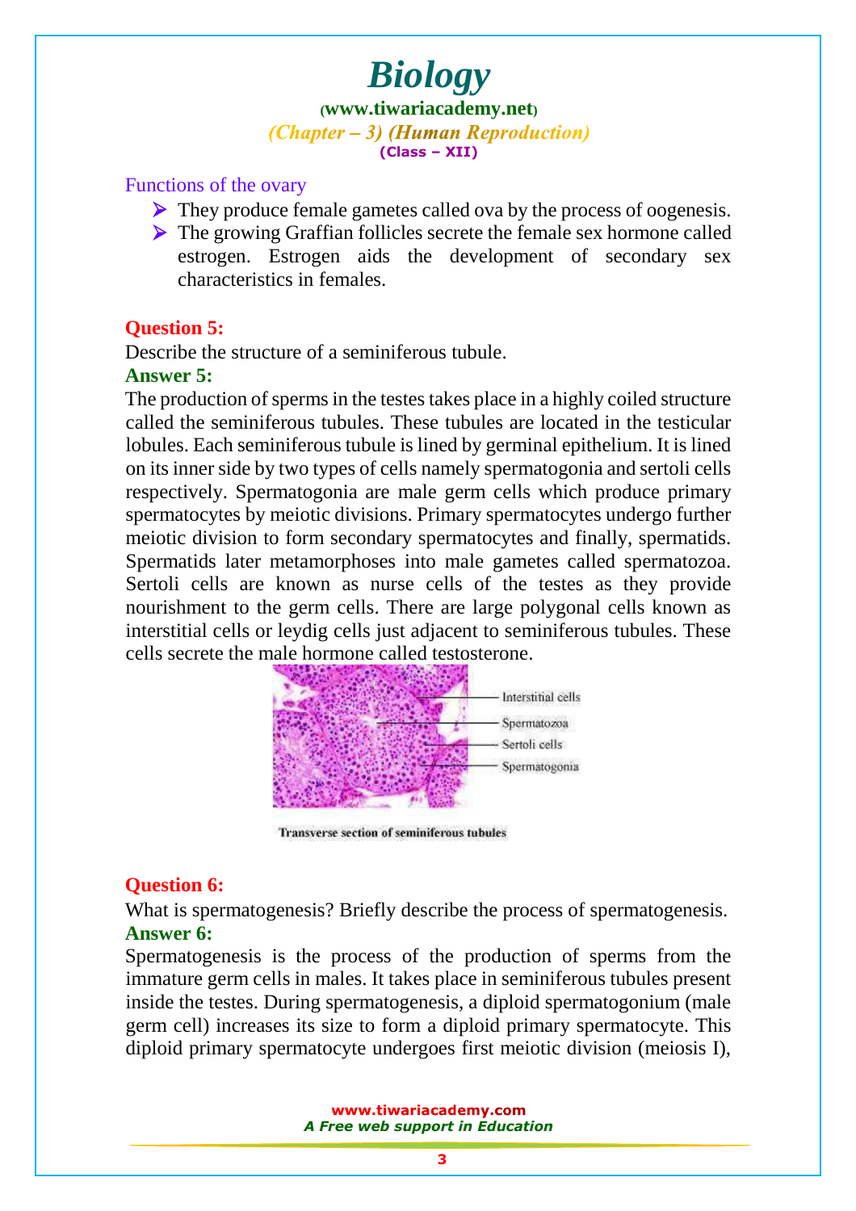Functions of the ovary

- They produce female gametes called ova by the process of oogenesis.
- The growing Graffian follicles secrete the female sex hormone called estrogen. Estrogen aids the development of secondary sex characteristics in females.

**Question 5:**

Describe the structure of a seminiferous tubule.

**Answer 5:**

The production of sperms in the testes takes place in a highly coiled structure called the seminiferous tubules. These tubules are located in the testicular lobules. Each seminiferous tubule is lined by germinal epithelium. It is lined on its inner side by two types of cells namely spermatogonia and sertoli cells respectively. Spermatogonia are male germ cells which produce primary spermatocytes by meiotic divisions. Primary spermatocytes undergo further meiotic division to form secondary spermatocytes and finally, spermatids. Spermatids later metamorphoses into male gametes called spermatozoa. Sertoli cells are known as nurse cells of the testes as they provide nourishment to the germ cells. There are large polygonal cells known as interstitial cells or leydig cells just adjacent to seminiferous tubules. These cells secrete the male hormone called testosterone.

Interstitial cells
Spermatozoa
Sertoli cells
Spermatogonia

Transverse section of seminiferous tubules

**Question 6:**

What is spermatogenesis? Briefly describe the process of spermatogenesis.

**Answer 6:**

Spermatogenesis is the process of the production of sperms from the immature germ cells in males. It takes place in seminiferous tubules present inside the testes. During spermatogenesis, a diploid spermatogonium (male germ cell) increases its size to form a diploid primary spermatocyte. This diploid primary spermatocyte undergoes first meiotic division (meiosis I),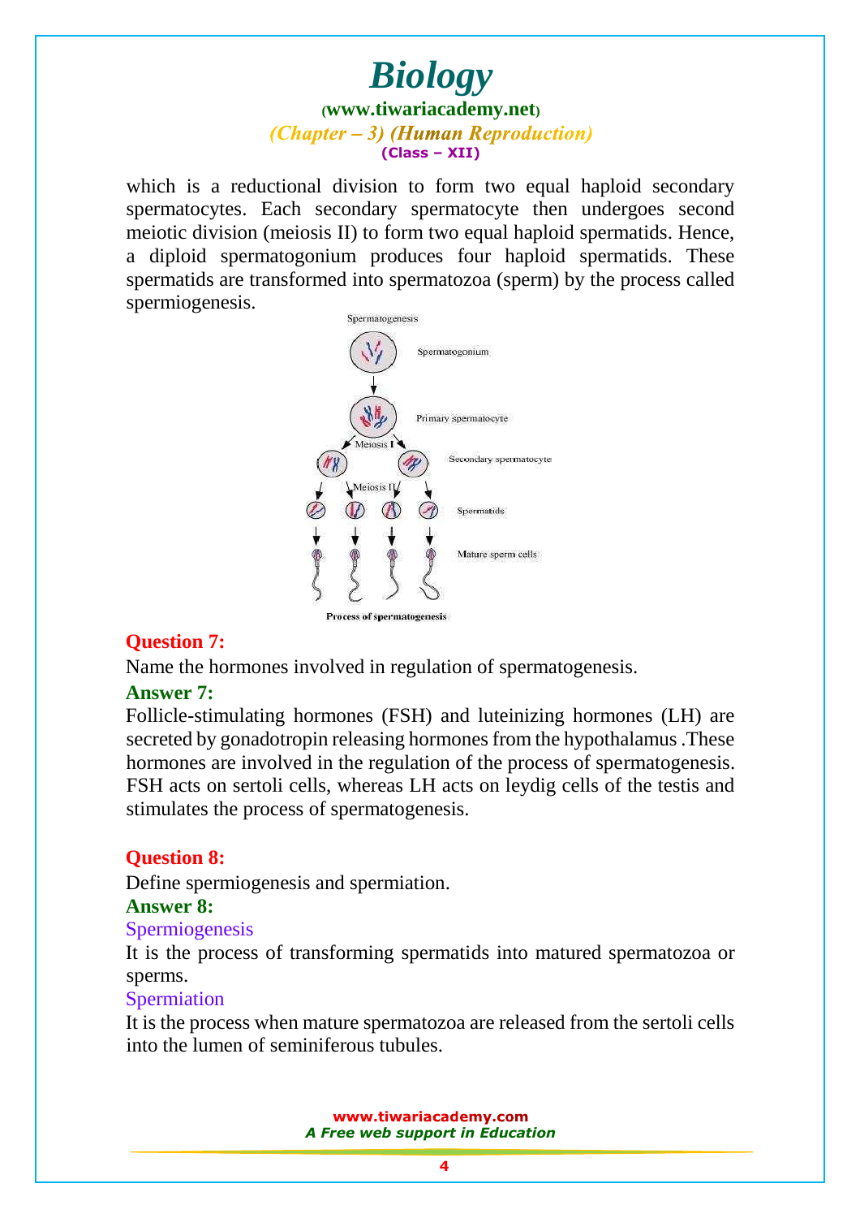which is a reductional division to form two equal haploid secondary spermatocytes. Each secondary spermatocyte then undergoes second meiotic division (meiosis II) to form two equal haploid spermatids. Hence, a diploid spermatogonium produces four haploid spermatids. These spermatids are transformed into spermatozoa (sperm) by the process called spermiogenesis.

Spermatogenesis

Spermatogonium

Primary spermatocyte

Meiosis I

Secondary spermatocyte

Meiosis II

Spermatids

Mature sperm cells

**Process of spermatogenesis**

**Question 7:**

Name the hormones involved in regulation of spermatogenesis.

**Answer 7:**

Follicle-stimulating hormones (FSH) and luteinizing hormones (LH) are secreted by gonadotropin releasing hormones from the hypothalamus .These hormones are involved in the regulation of the process of spermatogenesis. FSH acts on sertoli cells, whereas LH acts on leydig cells of the testis and stimulates the process of spermatogenesis.

**Question 8:**

Define spermiogenesis and spermiation.

**Answer 8:**

Spermiogenesis

It is the process of transforming spermatids into matured spermatozoa or sperms.

Spermiation

It is the process when mature spermatozoa are released from the sertoli cells into the lumen of seminiferous tubules.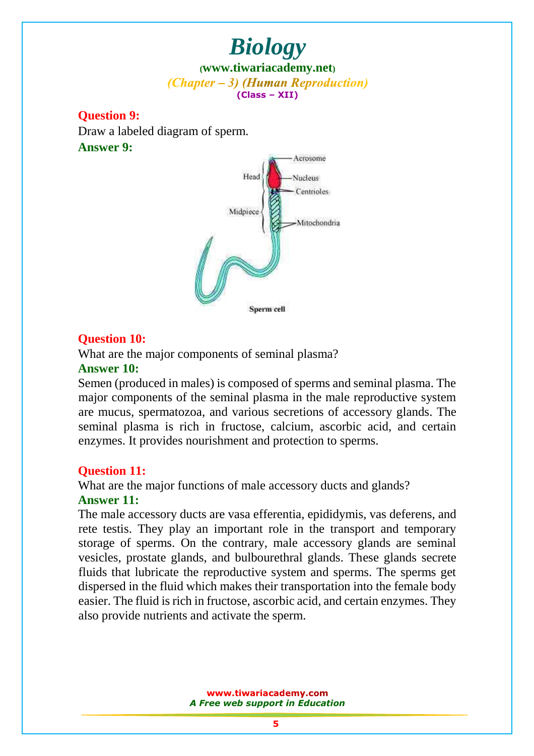**Question 9:**

Draw a labeled diagram of sperm.

**Answer 9:**

Acrosome

Head

Nucleus

Centrioles

Midpiece

Mitochondria

Sperm cell

**Question 10:**

What are the major components of seminal plasma?

**Answer 10:**

Semen (produced in males) is composed of sperms and seminal plasma. The major components of the seminal plasma in the male reproductive system are mucus, spermatozoa, and various secretions of accessory glands. The seminal plasma is rich in fructose, calcium, ascorbic acid, and certain enzymes. It provides nourishment and protection to sperms.

**Question 11:**

What are the major functions of male accessory ducts and glands?

**Answer 11:**

The male accessory ducts are vasa efferentia, epididymis, vas deferens, and rete testis. They play an important role in the transport and temporary storage of sperms. On the contrary, male accessory glands are seminal vesicles, prostate glands, and bulbourethral glands. These glands secrete fluids that lubricate the reproductive system and sperms. The sperms get dispersed in the fluid which makes their transportation into the female body easier. The fluid is rich in fructose, ascorbic acid, and certain enzymes. They also provide nutrients and activate the sperm.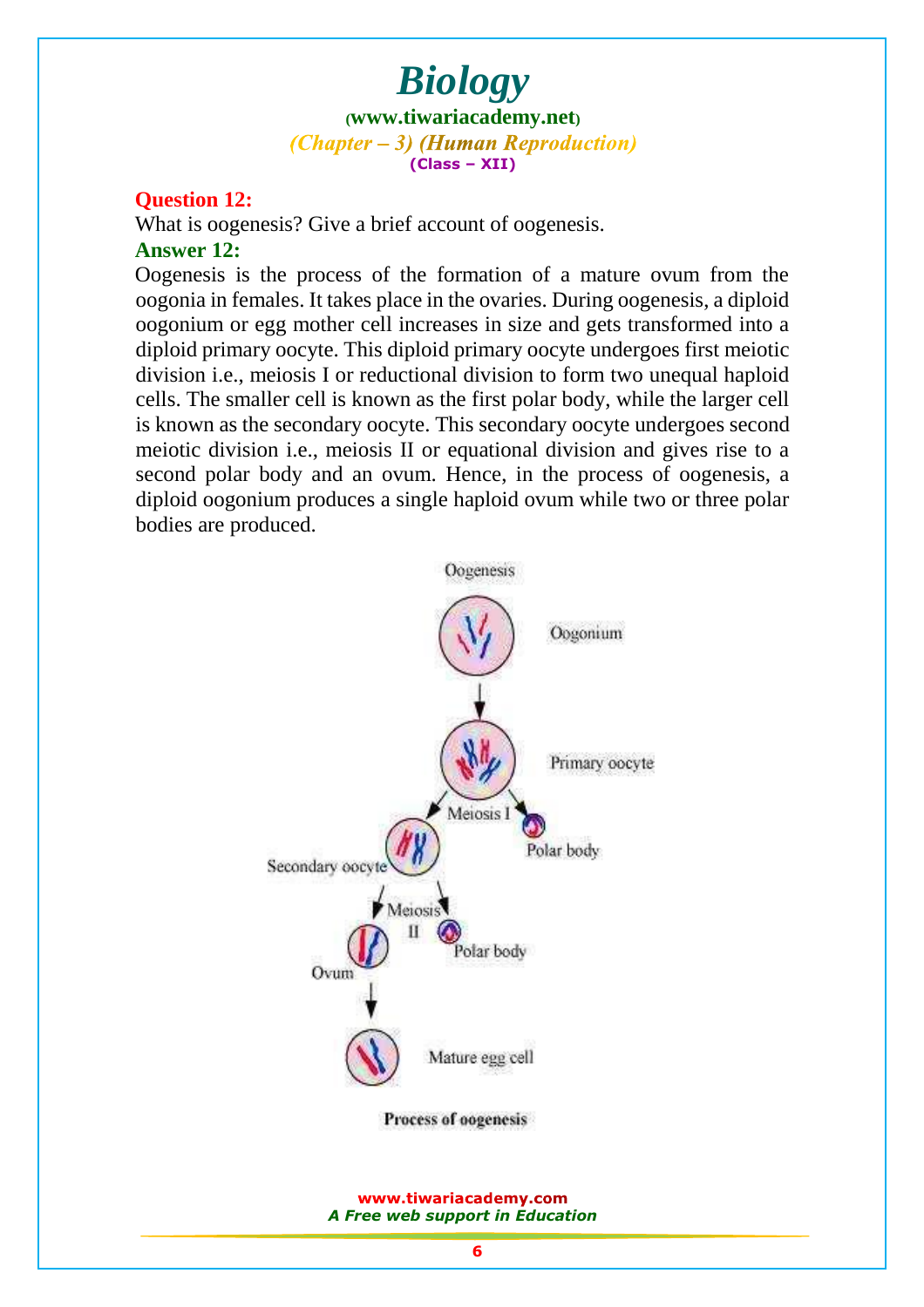**Question 12:**

What is oogenesis? Give a brief account of oogenesis.

**Answer 12:**

Oogenesis is the process of the formation of a mature ovum from the oogonia in females. It takes place in the ovaries. During oogenesis, a diploid oogonium or egg mother cell increases in size and gets transformed into a diploid primary oocyte. This diploid primary oocyte undergoes first meiotic division i.e., meiosis I or reductional division to form two unequal haploid cells. The smaller cell is known as the first polar body, while the larger cell is known as the secondary oocyte. This secondary oocyte undergoes second meiotic division i.e., meiosis II or equational division and gives rise to a second polar body and an ovum. Hence, in the process of oogenesis, a diploid oogonium produces a single haploid ovum while two or three polar bodies are produced.

Oogenesis

Oogonium

Primary oocyte

Meiosis I

Polar body

Secondary oocyte

Meiosis II

Polar body

Ovum

Mature egg cell

**Process of oogenesis**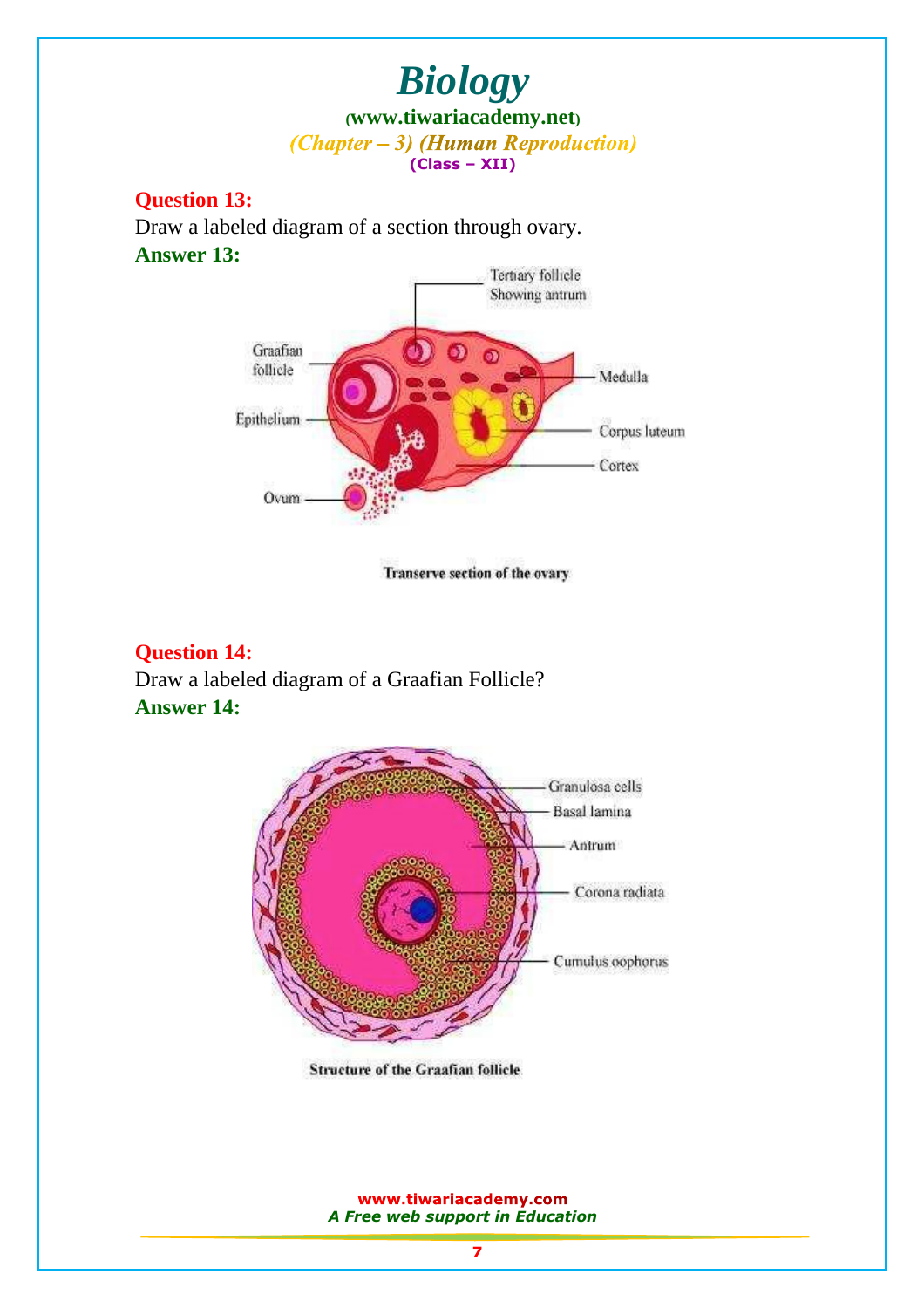**Question 13:**

Draw a labeled diagram of a section through ovary.

**Answer 13:**

Tertiary follicle Showing antrum

Graafian follicle

Medulla

Epithelium

Corpus luteum

Cortex

Ovum

Transerve section of the ovary

**Question 14:**

Draw a labeled diagram of a Graafian Follicle?

**Answer 14:**

Granulosa cells

Basal lamina

Antrum

Corona radiata

Cumulus oophorus

Structure of the Graafian follicle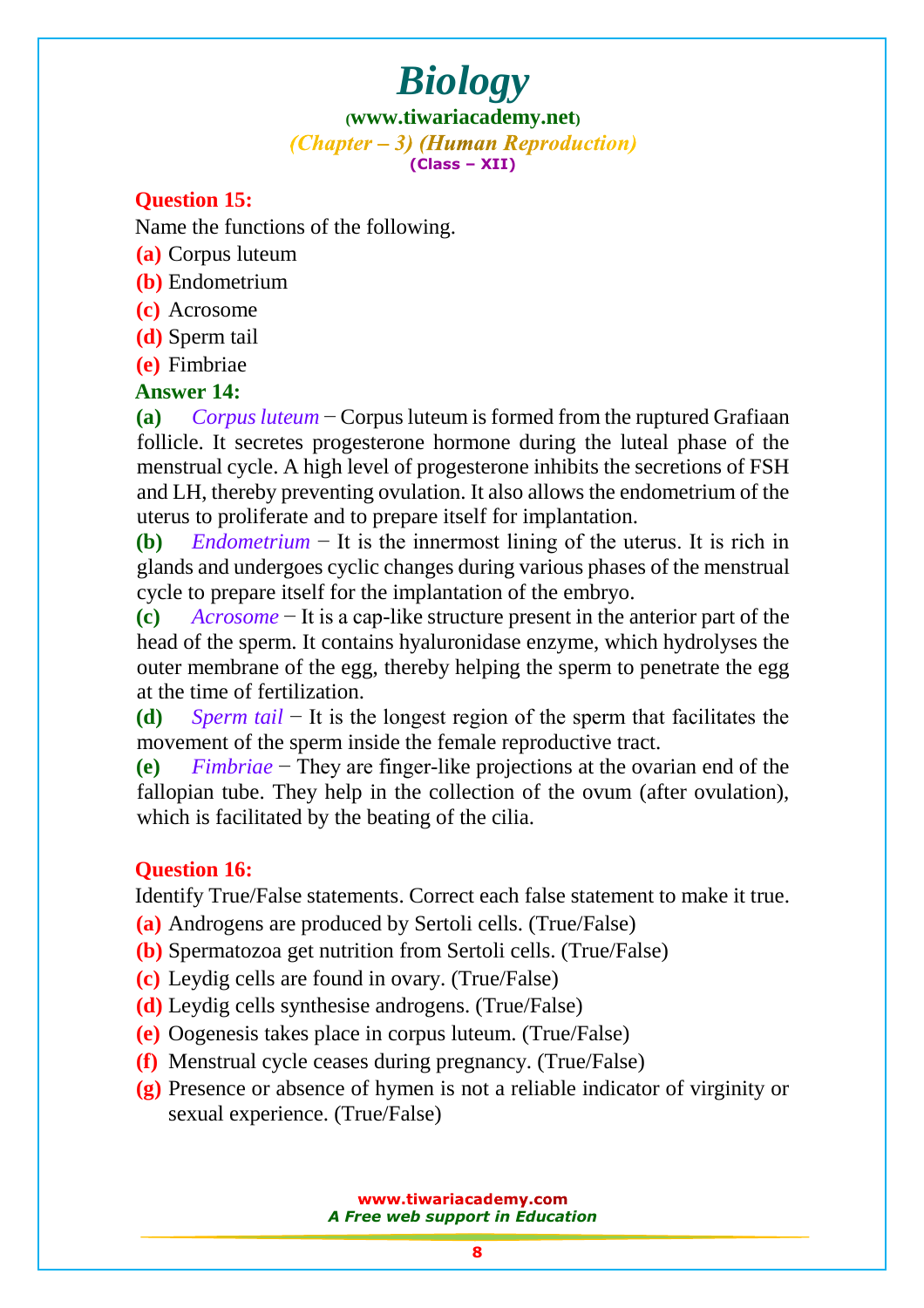**Question 15:**

Name the functions of the following.

**(a)** Corpus luteum

**(b)** Endometrium

**(c)** Acrosome

**(d)** Sperm tail

**(e)** Fimbriae

**Answer 14:**

**(a)** *Corpus luteum* − Corpus luteum is formed from the ruptured Grafiaan follicle. It secretes progesterone hormone during the luteal phase of the menstrual cycle. A high level of progesterone inhibits the secretions of FSH and LH, thereby preventing ovulation. It also allows the endometrium of the uterus to proliferate and to prepare itself for implantation.

**(b)** *Endometrium* − It is the innermost lining of the uterus. It is rich in glands and undergoes cyclic changes during various phases of the menstrual cycle to prepare itself for the implantation of the embryo.

**(c)** *Acrosome* − It is a cap-like structure present in the anterior part of the head of the sperm. It contains hyaluronidase enzyme, which hydrolyses the outer membrane of the egg, thereby helping the sperm to penetrate the egg at the time of fertilization.

**(d)** *Sperm tail* − It is the longest region of the sperm that facilitates the movement of the sperm inside the female reproductive tract.

**(e)** *Fimbriae* − They are finger-like projections at the ovarian end of the fallopian tube. They help in the collection of the ovum (after ovulation), which is facilitated by the beating of the cilia.

**Question 16:**

Identify True/False statements. Correct each false statement to make it true.

**(a)** Androgens are produced by Sertoli cells. (True/False)

**(b)** Spermatozoa get nutrition from Sertoli cells. (True/False)

**(c)** Leydig cells are found in ovary. (True/False)

**(d)** Leydig cells synthesise androgens. (True/False)

**(e)** Oogenesis takes place in corpus luteum. (True/False)

**(f)** Menstrual cycle ceases during pregnancy. (True/False)

**(g)** Presence or absence of hymen is not a reliable indicator of virginity or sexual experience. (True/False)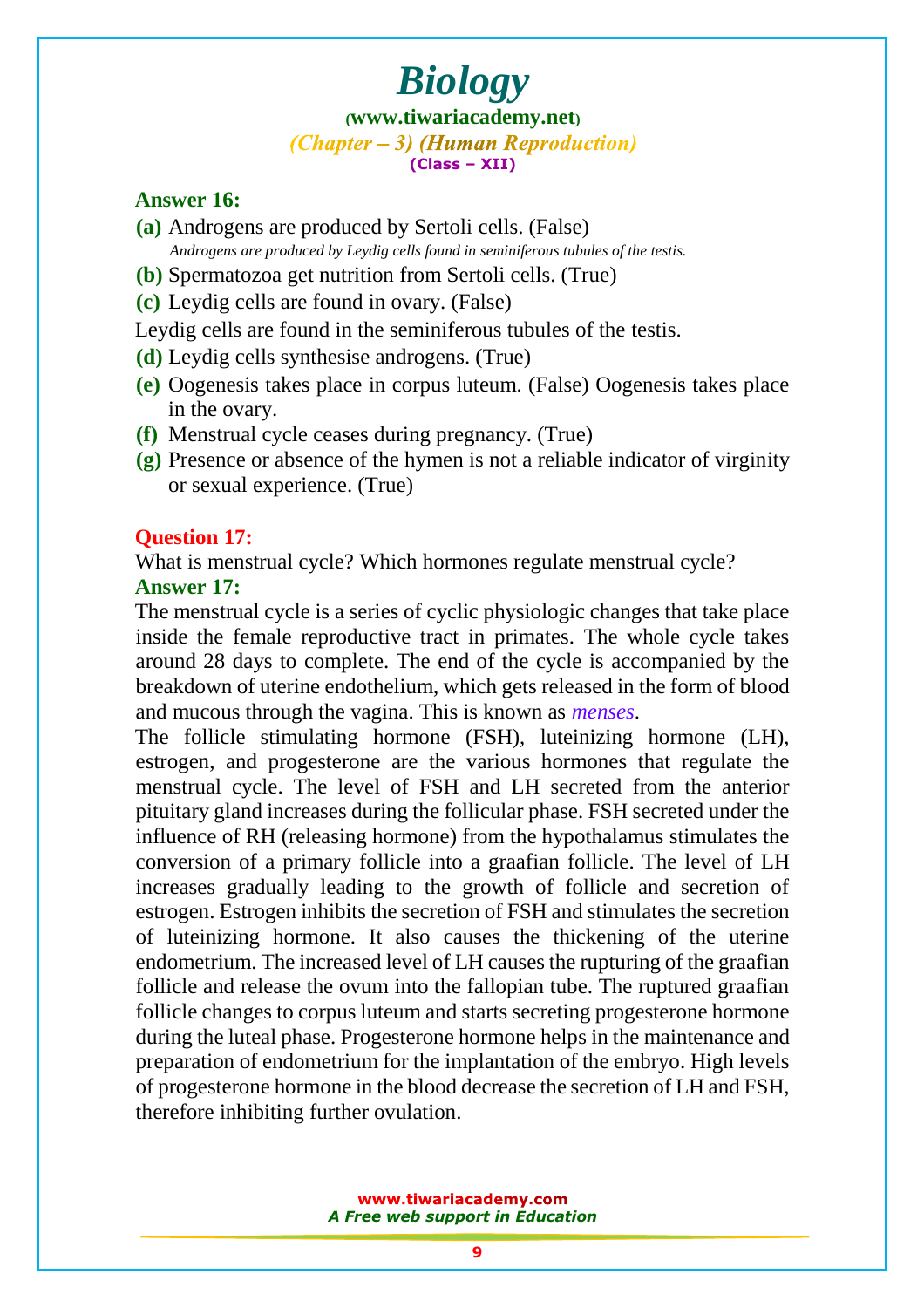**Answer 16:**

**(a)** Androgens are produced by Sertoli cells. (False)
*Androgens are produced by Leydig cells found in seminiferous tubules of the testis.*

**(b)** Spermatozoa get nutrition from Sertoli cells. (True)

**(c)** Leydig cells are found in ovary. (False)

Leydig cells are found in the seminiferous tubules of the testis.

**(d)** Leydig cells synthesise androgens. (True)

**(e)** Oogenesis takes place in corpus luteum. (False) Oogenesis takes place in the ovary.

**(f)** Menstrual cycle ceases during pregnancy. (True)

**(g)** Presence or absence of the hymen is not a reliable indicator of virginity or sexual experience. (True)

**Question 17:**

What is menstrual cycle? Which hormones regulate menstrual cycle?

**Answer 17:**

The menstrual cycle is a series of cyclic physiologic changes that take place inside the female reproductive tract in primates. The whole cycle takes around 28 days to complete. The end of the cycle is accompanied by the breakdown of uterine endothelium, which gets released in the form of blood and mucous through the vagina. This is known as *menses*.

The follicle stimulating hormone (FSH), luteinizing hormone (LH), estrogen, and progesterone are the various hormones that regulate the menstrual cycle. The level of FSH and LH secreted from the anterior pituitary gland increases during the follicular phase. FSH secreted under the influence of RH (releasing hormone) from the hypothalamus stimulates the conversion of a primary follicle into a graafian follicle. The level of LH increases gradually leading to the growth of follicle and secretion of estrogen. Estrogen inhibits the secretion of FSH and stimulates the secretion of luteinizing hormone. It also causes the thickening of the uterine endometrium. The increased level of LH causes the rupturing of the graafian follicle and release the ovum into the fallopian tube. The ruptured graafian follicle changes to corpus luteum and starts secreting progesterone hormone during the luteal phase. Progesterone hormone helps in the maintenance and preparation of endometrium for the implantation of the embryo. High levels of progesterone hormone in the blood decrease the secretion of LH and FSH, therefore inhibiting further ovulation.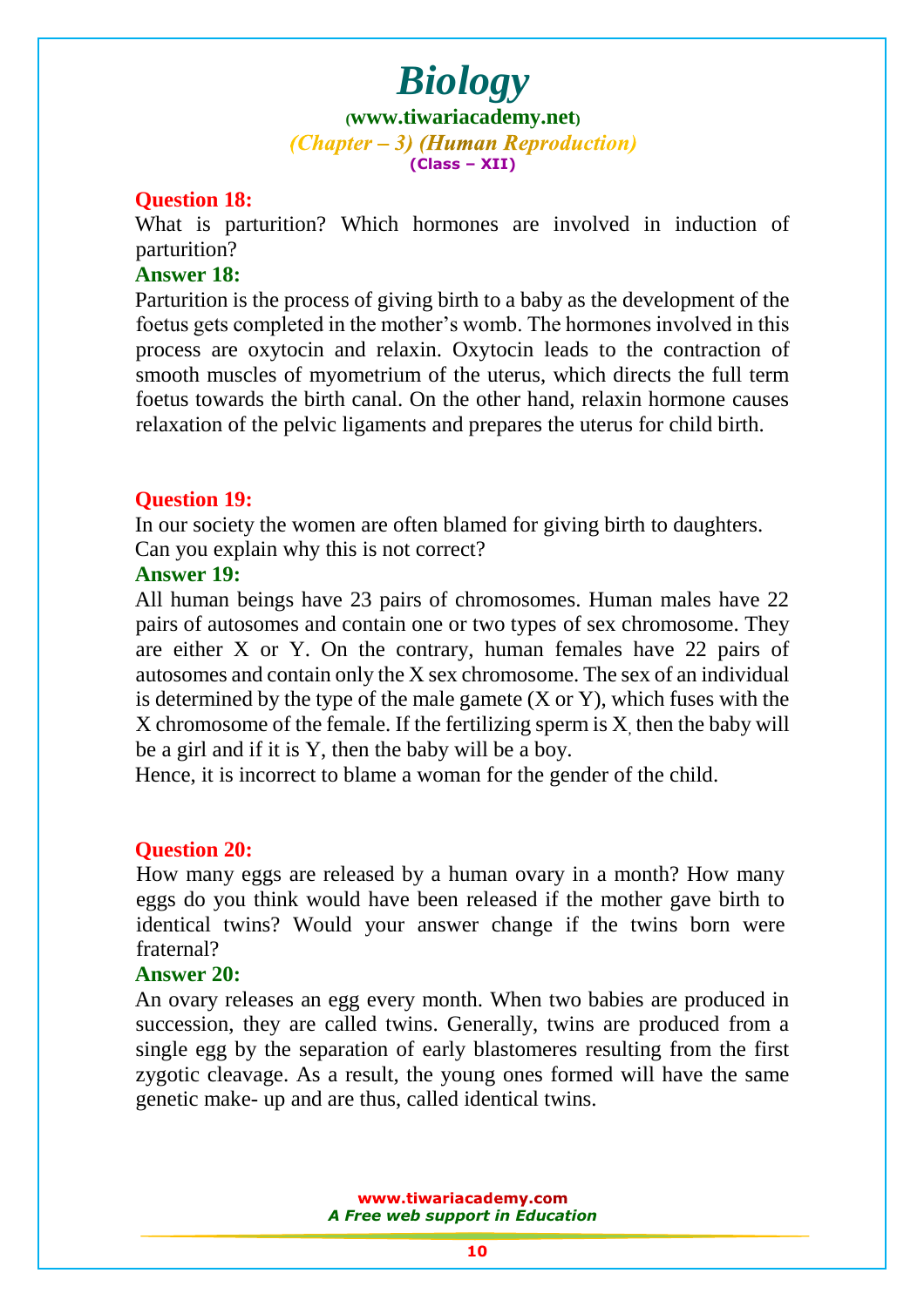**Question 18:**

What is parturition? Which hormones are involved in induction of parturition?

**Answer 18:**

Parturition is the process of giving birth to a baby as the development of the foetus gets completed in the mother's womb. The hormones involved in this process are oxytocin and relaxin. Oxytocin leads to the contraction of smooth muscles of myometrium of the uterus, which directs the full term foetus towards the birth canal. On the other hand, relaxin hormone causes relaxation of the pelvic ligaments and prepares the uterus for child birth.

**Question 19:**

In our society the women are often blamed for giving birth to daughters. Can you explain why this is not correct?

**Answer 19:**

All human beings have 23 pairs of chromosomes. Human males have 22 pairs of autosomes and contain one or two types of sex chromosome. They are either X or Y. On the contrary, human females have 22 pairs of autosomes and contain only the X sex chromosome. The sex of an individual is determined by the type of the male gamete (X or Y), which fuses with the X chromosome of the female. If the fertilizing sperm is X, then the baby will be a girl and if it is Y, then the baby will be a boy.

Hence, it is incorrect to blame a woman for the gender of the child.

**Question 20:**

How many eggs are released by a human ovary in a month? How many eggs do you think would have been released if the mother gave birth to identical twins? Would your answer change if the twins born were fraternal?

**Answer 20:**

An ovary releases an egg every month. When two babies are produced in succession, they are called twins. Generally, twins are produced from a single egg by the separation of early blastomeres resulting from the first zygotic cleavage. As a result, the young ones formed will have the same genetic make- up and are thus, called identical twins.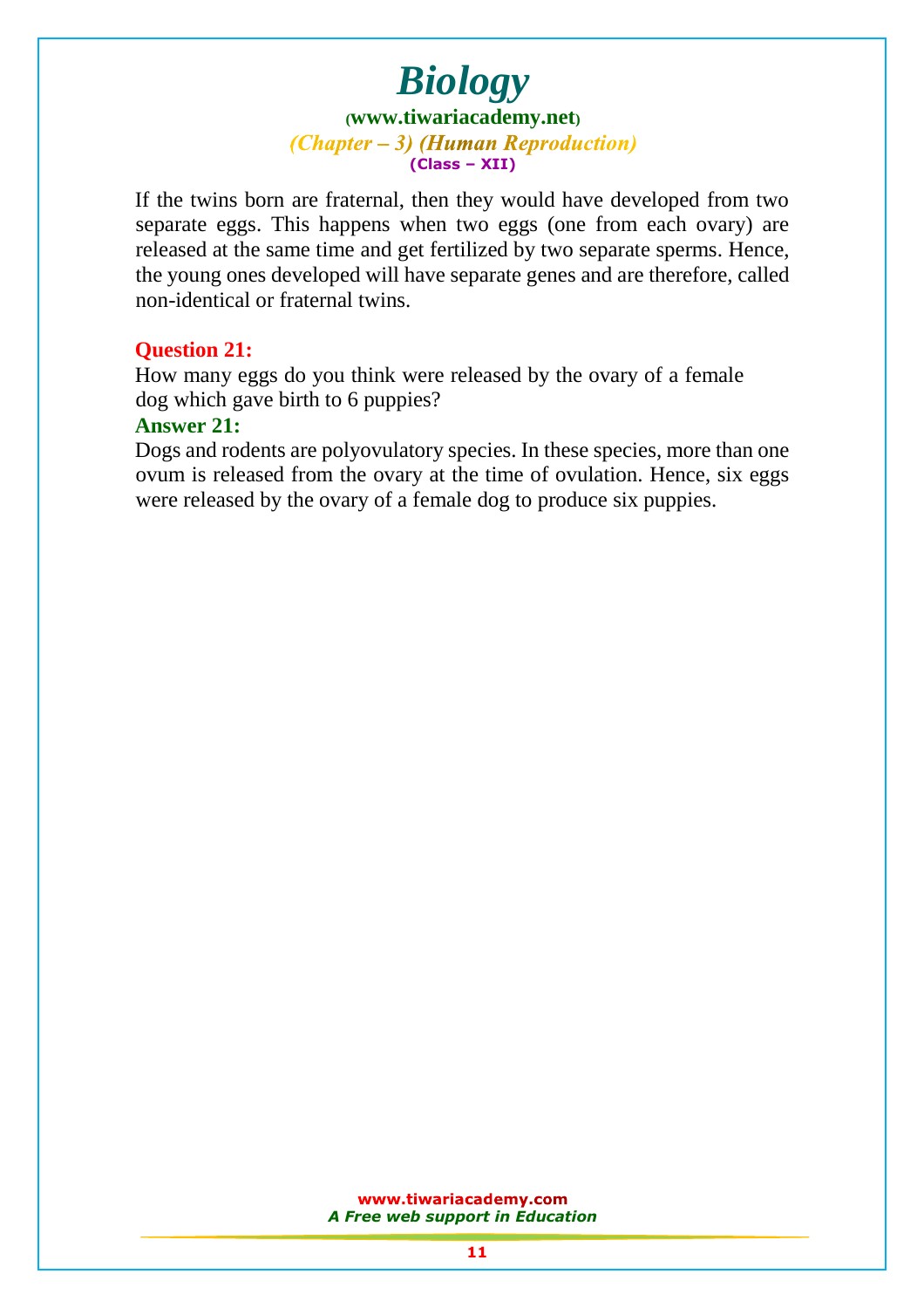If the twins born are fraternal, then they would have developed from two separate eggs. This happens when two eggs (one from each ovary) are released at the same time and get fertilized by two separate sperms. Hence, the young ones developed will have separate genes and are therefore, called non-identical or fraternal twins.

**Question 21:**

How many eggs do you think were released by the ovary of a female dog which gave birth to 6 puppies?

**Answer 21:**

Dogs and rodents are polyovulatory species. In these species, more than one ovum is released from the ovary at the time of ovulation. Hence, six eggs were released by the ovary of a female dog to produce six puppies.